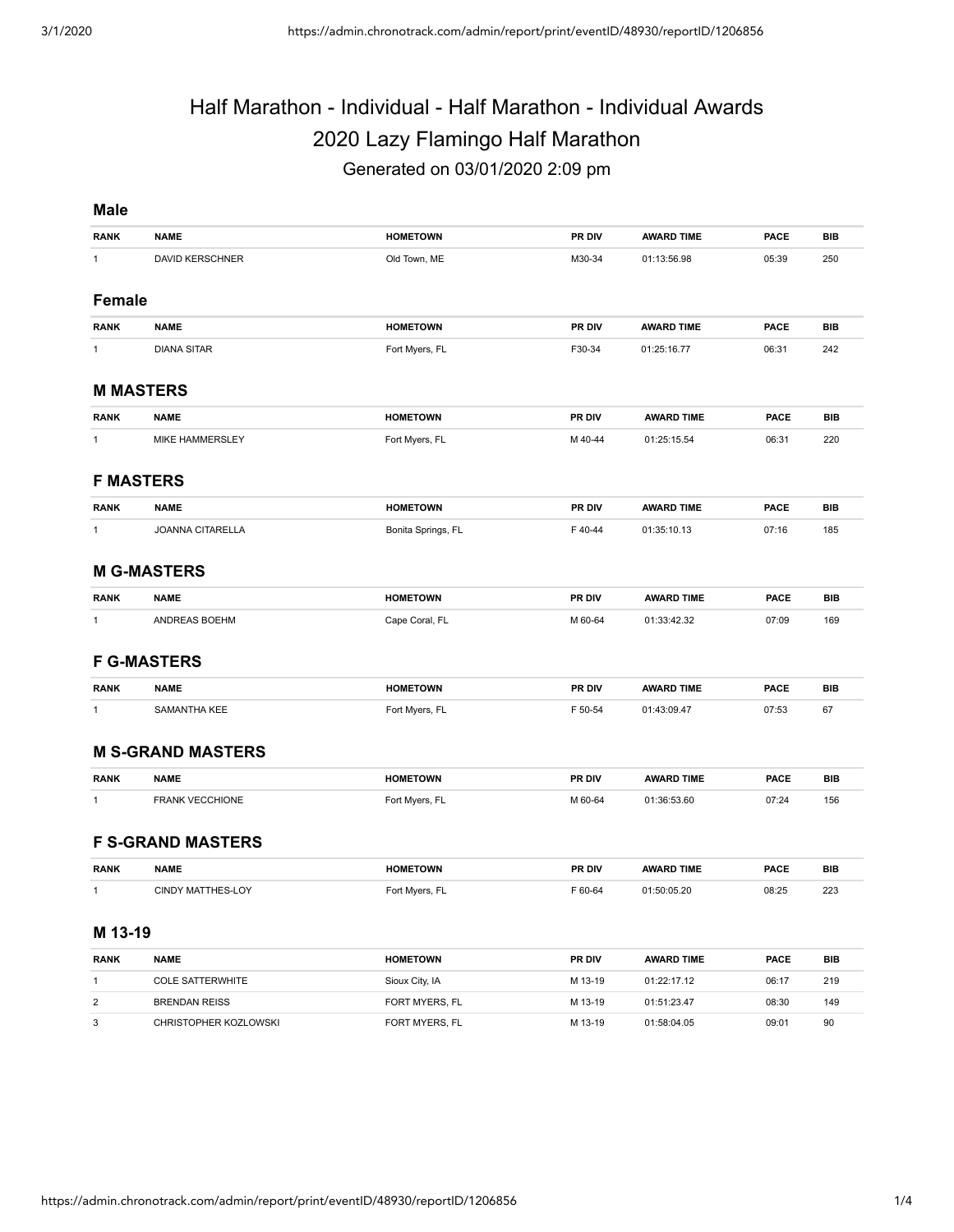# Half Marathon - Individual - Half Marathon - Individual Awards

# 2020 Lazy Flamingo Half Marathon

Generated on 03/01/2020 2:09 pm

### Male

| RANK | NAME | HOMETOWN | PR DIV | AWARD TIME | PACE | BIB |
|---|---|---|---|---|---|---|
| 1 | DAVID KERSCHNER | Old Town, ME | M30-34 | 01:13:56.98 | 05:39 | 250 |

### Female

| RANK | NAME | HOMETOWN | PR DIV | AWARD TIME | PACE | BIB |
|---|---|---|---|---|---|---|
| 1 | DIANA SITAR | Fort Myers, FL | F30-34 | 01:25:16.77 | 06:31 | 242 |

### M MASTERS

| RANK | NAME | HOMETOWN | PR DIV | AWARD TIME | PACE | BIB |
|---|---|---|---|---|---|---|
| 1 | MIKE HAMMERSLEY | Fort Myers, FL | M 40-44 | 01:25:15.54 | 06:31 | 220 |

### F MASTERS

| RANK | NAME | HOMETOWN | PR DIV | AWARD TIME | PACE | BIB |
|---|---|---|---|---|---|---|
| 1 | JOANNA CITARELLA | Bonita Springs, FL | F 40-44 | 01:35:10.13 | 07:16 | 185 |

### M G-MASTERS

| RANK | NAME | HOMETOWN | PR DIV | AWARD TIME | PACE | BIB |
|---|---|---|---|---|---|---|
| 1 | ANDREAS BOEHM | Cape Coral, FL | M 60-64 | 01:33:42.32 | 07:09 | 169 |

### F G-MASTERS

| RANK | NAME | HOMETOWN | PR DIV | AWARD TIME | PACE | BIB |
|---|---|---|---|---|---|---|
| 1 | SAMANTHA KEE | Fort Myers, FL | F 50-54 | 01:43:09.47 | 07:53 | 67 |

### M S-GRAND MASTERS

| RANK | NAME | HOMETOWN | PR DIV | AWARD TIME | PACE | BIB |
|---|---|---|---|---|---|---|
| 1 | FRANK VECCHIONE | Fort Myers, FL | M 60-64 | 01:36:53.60 | 07:24 | 156 |

### F S-GRAND MASTERS

| RANK | NAME | HOMETOWN | PR DIV | AWARD TIME | PACE | BIB |
|---|---|---|---|---|---|---|
| 1 | CINDY MATTHES-LOY | Fort Myers, FL | F 60-64 | 01:50:05.20 | 08:25 | 223 |

### M 13-19

| RANK | NAME | HOMETOWN | PR DIV | AWARD TIME | PACE | BIB |
|---|---|---|---|---|---|---|
| 1 | COLE SATTERWHITE | Sioux City, IA | M 13-19 | 01:22:17.12 | 06:17 | 219 |
| 2 | BRENDAN REISS | FORT MYERS, FL | M 13-19 | 01:51:23.47 | 08:30 | 149 |
| 3 | CHRISTOPHER KOZLOWSKI | FORT MYERS, FL | M 13-19 | 01:58:04.05 | 09:01 | 90 |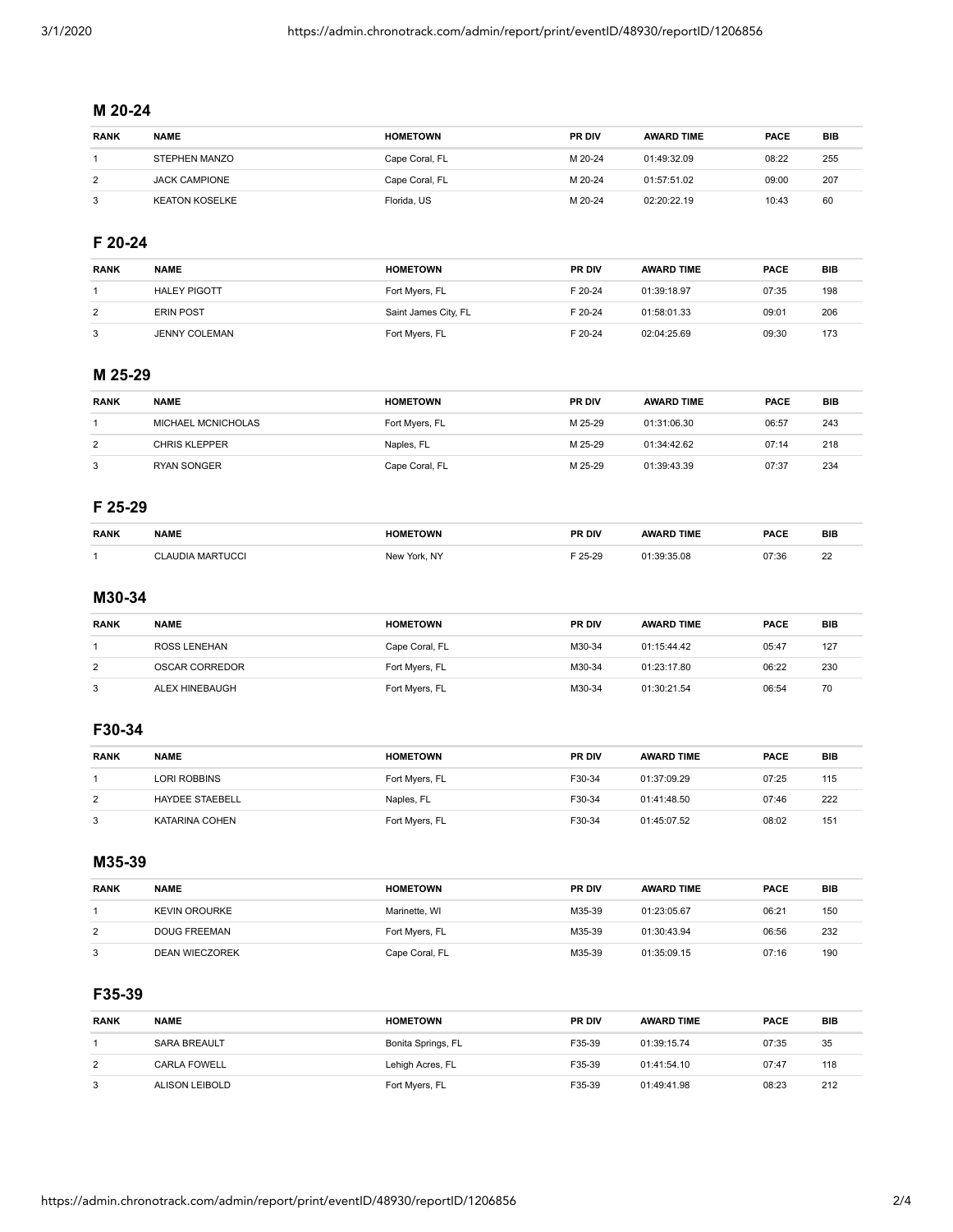## M 20-24

| RANK | NAME | HOMETOWN | PR DIV | AWARD TIME | PACE | BIB |
|---|---|---|---|---|---|---|
| 1 | STEPHEN MANZO | Cape Coral, FL | M 20-24 | 01:49:32.09 | 08:22 | 255 |
| 2 | JACK CAMPIONE | Cape Coral, FL | M 20-24 | 01:57:51.02 | 09:00 | 207 |
| 3 | KEATON KOSELKE | Florida, US | M 20-24 | 02:20:22.19 | 10:43 | 60 |

## F 20-24

| RANK | NAME | HOMETOWN | PR DIV | AWARD TIME | PACE | BIB |
|---|---|---|---|---|---|---|
| 1 | HALEY PIGOTT | Fort Myers, FL | F 20-24 | 01:39:18.97 | 07:35 | 198 |
| 2 | ERIN POST | Saint James City, FL | F 20-24 | 01:58:01.33 | 09:01 | 206 |
| 3 | JENNY COLEMAN | Fort Myers, FL | F 20-24 | 02:04:25.69 | 09:30 | 173 |

## M 25-29

| RANK | NAME | HOMETOWN | PR DIV | AWARD TIME | PACE | BIB |
|---|---|---|---|---|---|---|
| 1 | MICHAEL MCNICHOLAS | Fort Myers, FL | M 25-29 | 01:31:06.30 | 06:57 | 243 |
| 2 | CHRIS KLEPPER | Naples, FL | M 25-29 | 01:34:42.62 | 07:14 | 218 |
| 3 | RYAN SONGER | Cape Coral, FL | M 25-29 | 01:39:43.39 | 07:37 | 234 |

## F 25-29

| RANK | NAME | HOMETOWN | PR DIV | AWARD TIME | PACE | BIB |
|---|---|---|---|---|---|---|
| 1 | CLAUDIA MARTUCCI | New York, NY | F 25-29 | 01:39:35.08 | 07:36 | 22 |

## M30-34

| RANK | NAME | HOMETOWN | PR DIV | AWARD TIME | PACE | BIB |
|---|---|---|---|---|---|---|
| 1 | ROSS LENEHAN | Cape Coral, FL | M30-34 | 01:15:44.42 | 05:47 | 127 |
| 2 | OSCAR CORREDOR | Fort Myers, FL | M30-34 | 01:23:17.80 | 06:22 | 230 |
| 3 | ALEX HINEBAUGH | Fort Myers, FL | M30-34 | 01:30:21.54 | 06:54 | 70 |

## F30-34

| RANK | NAME | HOMETOWN | PR DIV | AWARD TIME | PACE | BIB |
|---|---|---|---|---|---|---|
| 1 | LORI ROBBINS | Fort Myers, FL | F30-34 | 01:37:09.29 | 07:25 | 115 |
| 2 | HAYDEE STAEBELL | Naples, FL | F30-34 | 01:41:48.50 | 07:46 | 222 |
| 3 | KATARINA COHEN | Fort Myers, FL | F30-34 | 01:45:07.52 | 08:02 | 151 |

## M35-39

| RANK | NAME | HOMETOWN | PR DIV | AWARD TIME | PACE | BIB |
|---|---|---|---|---|---|---|
| 1 | KEVIN OROURKE | Marinette, WI | M35-39 | 01:23:05.67 | 06:21 | 150 |
| 2 | DOUG FREEMAN | Fort Myers, FL | M35-39 | 01:30:43.94 | 06:56 | 232 |
| 3 | DEAN WIECZOREK | Cape Coral, FL | M35-39 | 01:35:09.15 | 07:16 | 190 |

## F35-39

| RANK | NAME | HOMETOWN | PR DIV | AWARD TIME | PACE | BIB |
|---|---|---|---|---|---|---|
| 1 | SARA BREAULT | Bonita Springs, FL | F35-39 | 01:39:15.74 | 07:35 | 35 |
| 2 | CARLA FOWELL | Lehigh Acres, FL | F35-39 | 01:41:54.10 | 07:47 | 118 |
| 3 | ALISON LEIBOLD | Fort Myers, FL | F35-39 | 01:49:41.98 | 08:23 | 212 |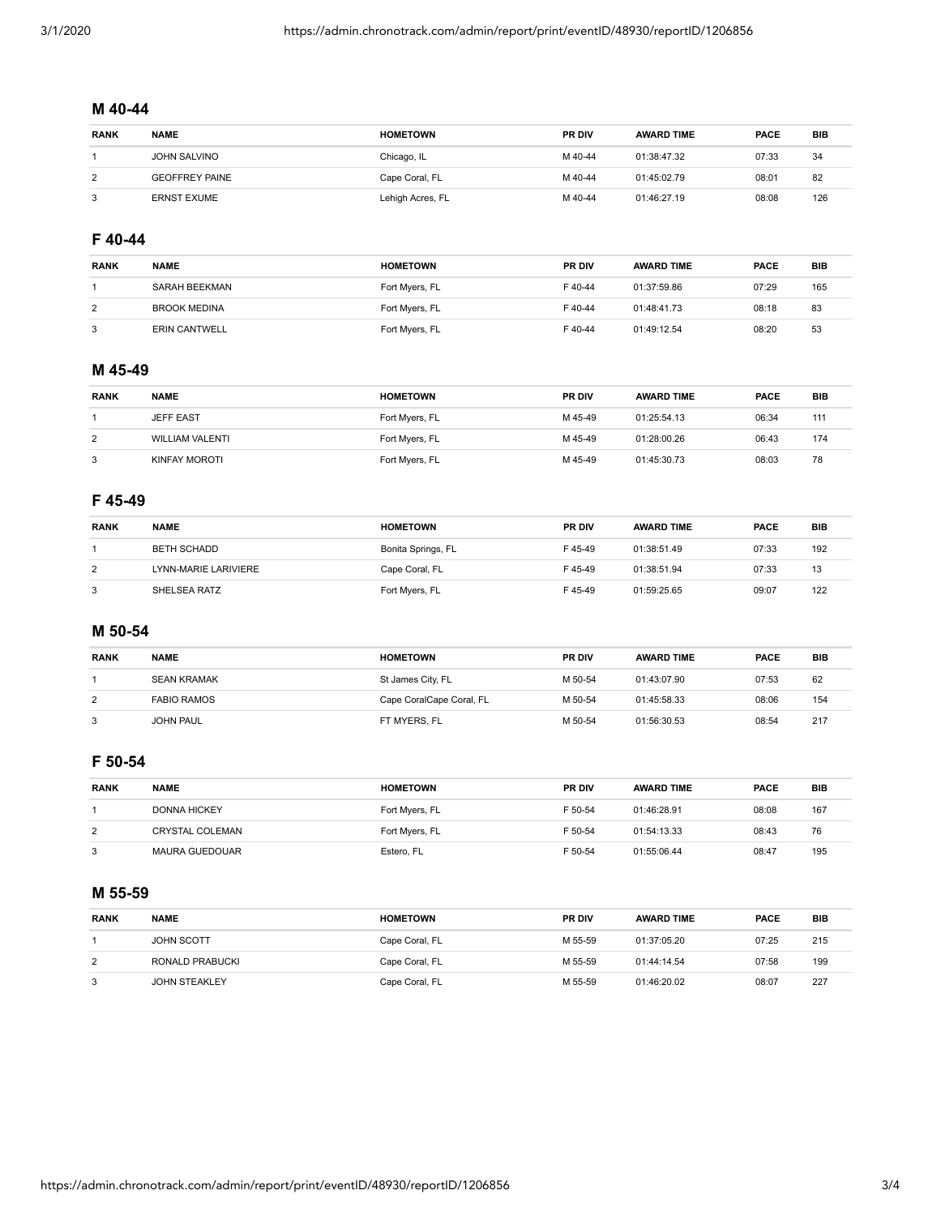## M 40-44

| RANK | NAME | HOMETOWN | PR DIV | AWARD TIME | PACE | BIB |
|---|---|---|---|---|---|---|
| 1 | JOHN SALVINO | Chicago, IL | M 40-44 | 01:38:47.32 | 07:33 | 34 |
| 2 | GEOFFREY PAINE | Cape Coral, FL | M 40-44 | 01:45:02.79 | 08:01 | 82 |
| 3 | ERNST EXUME | Lehigh Acres, FL | M 40-44 | 01:46:27.19 | 08:08 | 126 |

## F 40-44

| RANK | NAME | HOMETOWN | PR DIV | AWARD TIME | PACE | BIB |
|---|---|---|---|---|---|---|
| 1 | SARAH BEEKMAN | Fort Myers, FL | F 40-44 | 01:37:59.86 | 07:29 | 165 |
| 2 | BROOK MEDINA | Fort Myers, FL | F 40-44 | 01:48:41.73 | 08:18 | 83 |
| 3 | ERIN CANTWELL | Fort Myers, FL | F 40-44 | 01:49:12.54 | 08:20 | 53 |

## M 45-49

| RANK | NAME | HOMETOWN | PR DIV | AWARD TIME | PACE | BIB |
|---|---|---|---|---|---|---|
| 1 | JEFF EAST | Fort Myers, FL | M 45-49 | 01:25:54.13 | 06:34 | 111 |
| 2 | WILLIAM VALENTI | Fort Myers, FL | M 45-49 | 01:28:00.26 | 06:43 | 174 |
| 3 | KINFAY MOROTI | Fort Myers, FL | M 45-49 | 01:45:30.73 | 08:03 | 78 |

## F 45-49

| RANK | NAME | HOMETOWN | PR DIV | AWARD TIME | PACE | BIB |
|---|---|---|---|---|---|---|
| 1 | BETH SCHADD | Bonita Springs, FL | F 45-49 | 01:38:51.49 | 07:33 | 192 |
| 2 | LYNN-MARIE LARIVIERE | Cape Coral, FL | F 45-49 | 01:38:51.94 | 07:33 | 13 |
| 3 | SHELSEA RATZ | Fort Myers, FL | F 45-49 | 01:59:25.65 | 09:07 | 122 |

## M 50-54

| RANK | NAME | HOMETOWN | PR DIV | AWARD TIME | PACE | BIB |
|---|---|---|---|---|---|---|
| 1 | SEAN KRAMAK | St James City, FL | M 50-54 | 01:43:07.90 | 07:53 | 62 |
| 2 | FABIO RAMOS | Cape CoralCape Coral, FL | M 50-54 | 01:45:58.33 | 08:06 | 154 |
| 3 | JOHN PAUL | FT MYERS, FL | M 50-54 | 01:56:30.53 | 08:54 | 217 |

## F 50-54

| RANK | NAME | HOMETOWN | PR DIV | AWARD TIME | PACE | BIB |
|---|---|---|---|---|---|---|
| 1 | DONNA HICKEY | Fort Myers, FL | F 50-54 | 01:46:28.91 | 08:08 | 167 |
| 2 | CRYSTAL COLEMAN | Fort Myers, FL | F 50-54 | 01:54:13.33 | 08:43 | 76 |
| 3 | MAURA GUEDOUAR | Estero, FL | F 50-54 | 01:55:06.44 | 08:47 | 195 |

## M 55-59

| RANK | NAME | HOMETOWN | PR DIV | AWARD TIME | PACE | BIB |
|---|---|---|---|---|---|---|
| 1 | JOHN SCOTT | Cape Coral, FL | M 55-59 | 01:37:05.20 | 07:25 | 215 |
| 2 | RONALD PRABUCKI | Cape Coral, FL | M 55-59 | 01:44:14.54 | 07:58 | 199 |
| 3 | JOHN STEAKLEY | Cape Coral, FL | M 55-59 | 01:46:20.02 | 08:07 | 227 |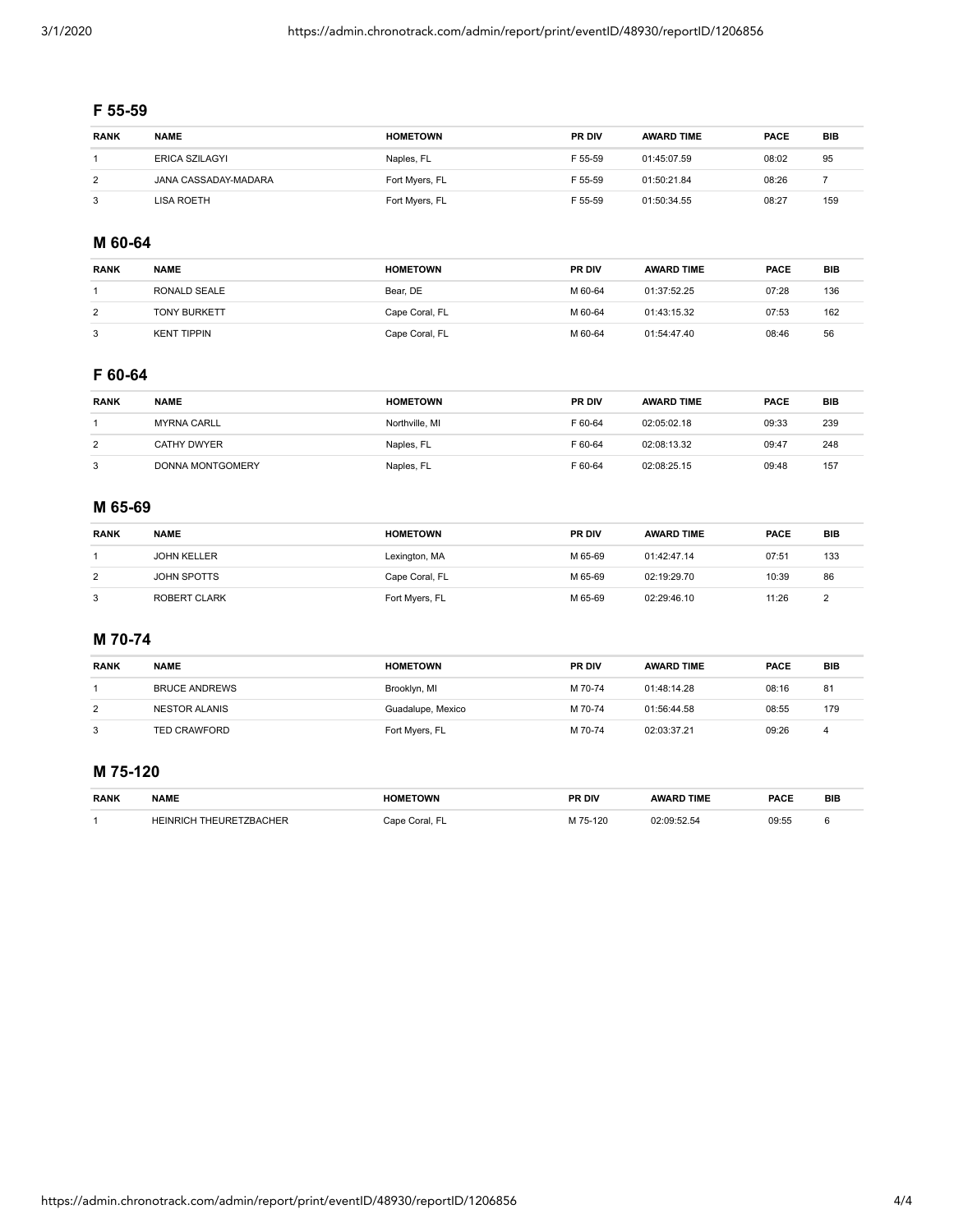## F 55-59

| RANK | NAME | HOMETOWN | PR DIV | AWARD TIME | PACE | BIB |
|---|---|---|---|---|---|---|
| 1 | ERICA SZILAGYI | Naples, FL | F 55-59 | 01:45:07.59 | 08:02 | 95 |
| 2 | JANA CASSADAY-MADARA | Fort Myers, FL | F 55-59 | 01:50:21.84 | 08:26 | 7 |
| 3 | LISA ROETH | Fort Myers, FL | F 55-59 | 01:50:34.55 | 08:27 | 159 |

## M 60-64

| RANK | NAME | HOMETOWN | PR DIV | AWARD TIME | PACE | BIB |
|---|---|---|---|---|---|---|
| 1 | RONALD SEALE | Bear, DE | M 60-64 | 01:37:52.25 | 07:28 | 136 |
| 2 | TONY BURKETT | Cape Coral, FL | M 60-64 | 01:43:15.32 | 07:53 | 162 |
| 3 | KENT TIPPIN | Cape Coral, FL | M 60-64 | 01:54:47.40 | 08:46 | 56 |

## F 60-64

| RANK | NAME | HOMETOWN | PR DIV | AWARD TIME | PACE | BIB |
|---|---|---|---|---|---|---|
| 1 | MYRNA CARLL | Northville, MI | F 60-64 | 02:05:02.18 | 09:33 | 239 |
| 2 | CATHY DWYER | Naples, FL | F 60-64 | 02:08:13.32 | 09:47 | 248 |
| 3 | DONNA MONTGOMERY | Naples, FL | F 60-64 | 02:08:25.15 | 09:48 | 157 |

## M 65-69

| RANK | NAME | HOMETOWN | PR DIV | AWARD TIME | PACE | BIB |
|---|---|---|---|---|---|---|
| 1 | JOHN KELLER | Lexington, MA | M 65-69 | 01:42:47.14 | 07:51 | 133 |
| 2 | JOHN SPOTTS | Cape Coral, FL | M 65-69 | 02:19:29.70 | 10:39 | 86 |
| 3 | ROBERT CLARK | Fort Myers, FL | M 65-69 | 02:29:46.10 | 11:26 | 2 |

## M 70-74

| RANK | NAME | HOMETOWN | PR DIV | AWARD TIME | PACE | BIB |
|---|---|---|---|---|---|---|
| 1 | BRUCE ANDREWS | Brooklyn, MI | M 70-74 | 01:48:14.28 | 08:16 | 81 |
| 2 | NESTOR ALANIS | Guadalupe, Mexico | M 70-74 | 01:56:44.58 | 08:55 | 179 |
| 3 | TED CRAWFORD | Fort Myers, FL | M 70-74 | 02:03:37.21 | 09:26 | 4 |

## M 75-120

| RANK | NAME | HOMETOWN | PR DIV | AWARD TIME | PACE | BIB |
|---|---|---|---|---|---|---|
| 1 | HEINRICH THEURETZBACHER | Cape Coral, FL | M 75-120 | 02:09:52.54 | 09:55 | 6 |